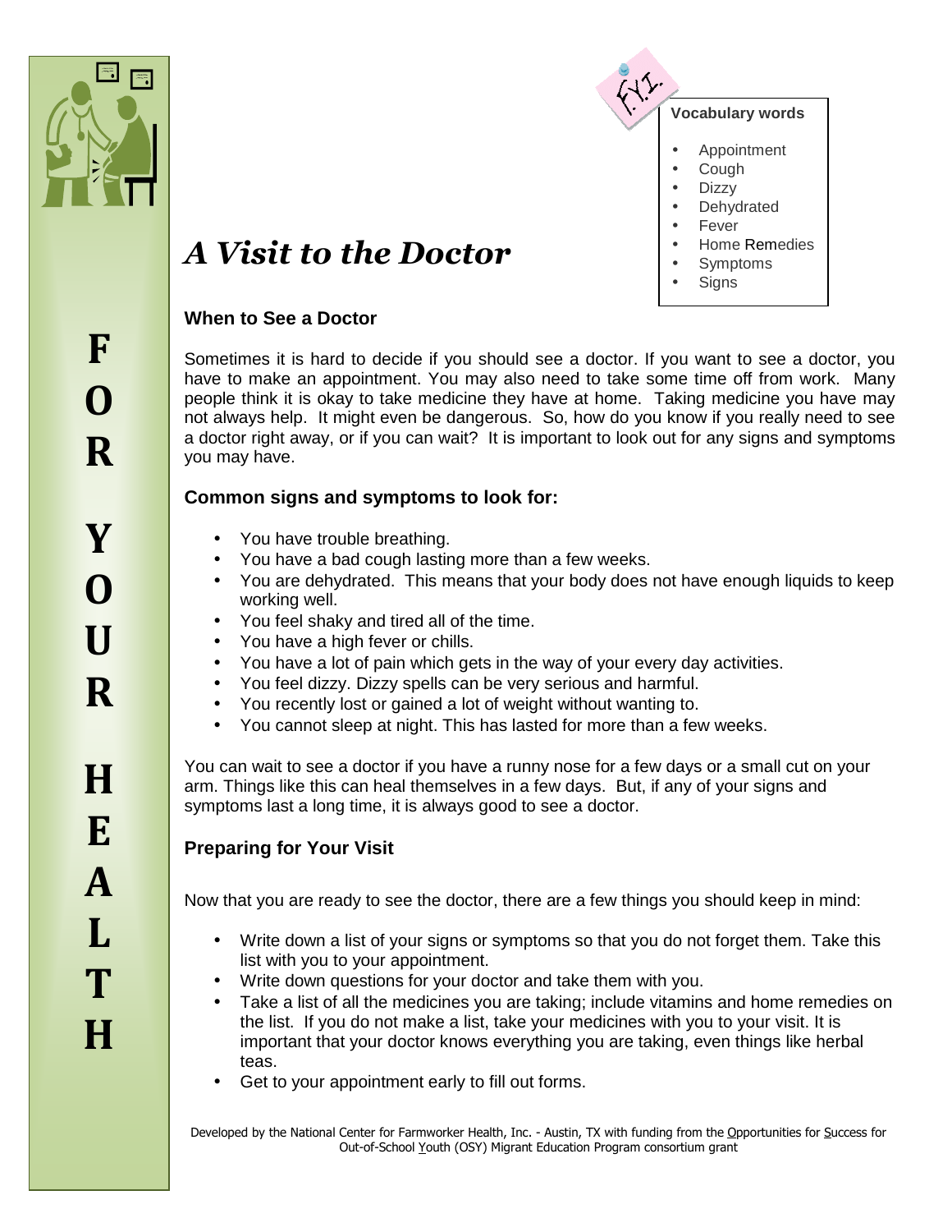# A Visit to the Doctor

**Vocabulary words**

- Appointment
- Cough
- Dizzy
- Dehydrated
- Fever
- Home Remedies
- Symptoms
- Signs

FOR YOUR HEALTH

### When to See a Doctor

Sometimes it is hard to decide if you should see a doctor. If you want to see a doctor, you have to make an appointment. You may also need to take some time off from work. Many people think it is okay to take medicine they have at home. Taking medicine you have may not always help. It might even be dangerous. So, how do you know if you really need to see a doctor right away, or if you can wait? It is important to look out for any signs and symptoms you may have.

### Common signs and symptoms to look for:

- You have trouble breathing.
- You have a bad cough lasting more than a few weeks.
- You are dehydrated. This means that your body does not have enough liquids to keep working well.
- You feel shaky and tired all of the time.
- You have a high fever or chills.
- You have a lot of pain which gets in the way of your every day activities.
- You feel dizzy. Dizzy spells can be very serious and harmful.
- You recently lost or gained a lot of weight without wanting to.
- You cannot sleep at night. This has lasted for more than a few weeks.

You can wait to see a doctor if you have a runny nose for a few days or a small cut on your arm. Things like this can heal themselves in a few days. But, if any of your signs and symptoms last a long time, it is always good to see a doctor.

### Preparing for Your Visit

Now that you are ready to see the doctor, there are a few things you should keep in mind:

- Write down a list of your signs or symptoms so that you do not forget them. Take this list with you to your appointment.
- Write down questions for your doctor and take them with you.
- Take a list of all the medicines you are taking; include vitamins and home remedies on the list. If you do not make a list, take your medicines with you to your visit. It is important that your doctor knows everything you are taking, even things like herbal teas.
- Get to your appointment early to fill out forms.

Developed by the National Center for Farmworker Health, Inc. - Austin, TX with funding from the Opportunities for Success for Out-of-School Youth (OSY) Migrant Education Program consortium grant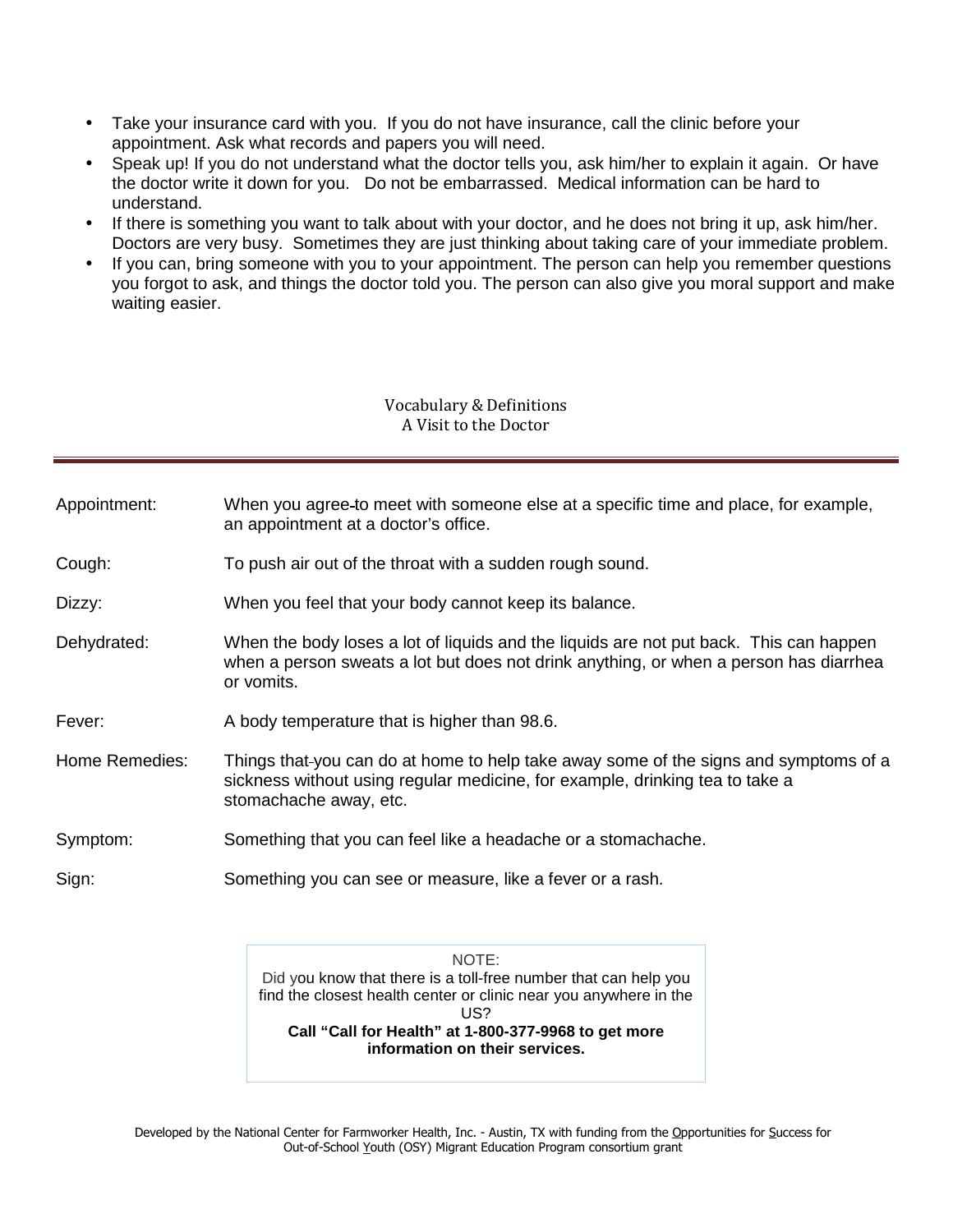- Take your insurance card with you. If you do not have insurance, call the clinic before your appointment. Ask what records and papers you will need.
- Speak up! If you do not understand what the doctor tells you, ask him/her to explain it again. Or have the doctor write it down for you. Do not be embarrassed. Medical information can be hard to understand.
- If there is something you want to talk about with your doctor, and he does not bring it up, ask him/her. Doctors are very busy. Sometimes they are just thinking about taking care of your immediate problem.
- If you can, bring someone with you to your appointment. The person can help you remember questions you forgot to ask, and things the doctor told you. The person can also give you moral support and make waiting easier.

## Vocabulary & Definitions
## A Visit to the Doctor

| | |
|---|---|
| Appointment: | When you agree to meet with someone else at a specific time and place, for example, an appointment at a doctor's office. |
| Cough: | To push air out of the throat with a sudden rough sound. |
| Dizzy: | When you feel that your body cannot keep its balance. |
| Dehydrated: | When the body loses a lot of liquids and the liquids are not put back. This can happen when a person sweats a lot but does not drink anything, or when a person has diarrhea or vomits. |
| Fever: | A body temperature that is higher than 98.6. |
| Home Remedies: | Things that you can do at home to help take away some of the signs and symptoms of a sickness without using regular medicine, for example, drinking tea to take a stomachache away, etc. |
| Symptom: | Something that you can feel like a headache or a stomachache. |
| Sign: | Something you can see or measure, like a fever or a rash. |

NOTE:
Did you know that there is a toll-free number that can help you find the closest health center or clinic near you anywhere in the US?
**Call "Call for Health" at 1-800-377-9968 to get more information on their services.**

Developed by the National Center for Farmworker Health, Inc. - Austin, TX with funding from the Opportunities for Success for Out-of-School Youth (OSY) Migrant Education Program consortium grant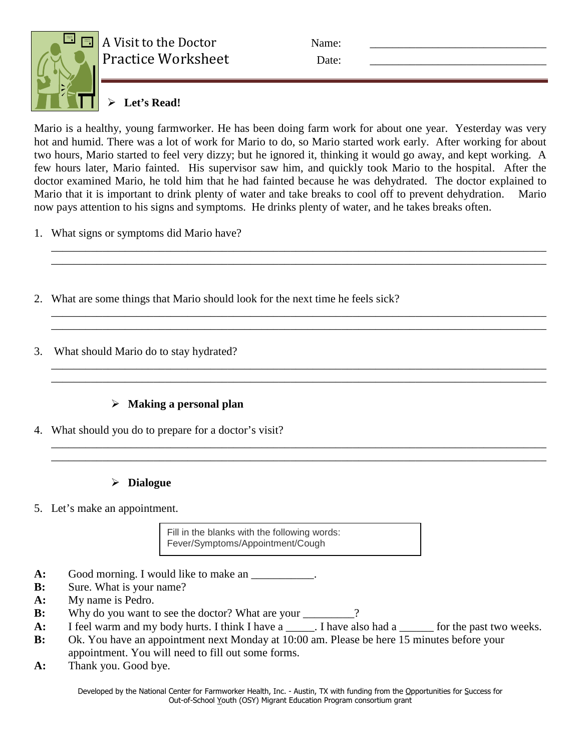# A Visit to the Doctor
## Practice Worksheet

Name: ______________________________

Date: ______________________________

### Let's Read!

Mario is a healthy, young farmworker. He has been doing farm work for about one year. Yesterday was very hot and humid. There was a lot of work for Mario to do, so Mario started work early. After working for about two hours, Mario started to feel very dizzy; but he ignored it, thinking it would go away, and kept working. A few hours later, Mario fainted. His supervisor saw him, and quickly took Mario to the hospital. After the doctor examined Mario, he told him that he had fainted because he was dehydrated. The doctor explained to Mario that it is important to drink plenty of water and take breaks to cool off to prevent dehydration. Mario now pays attention to his signs and symptoms. He drinks plenty of water, and he takes breaks often.

1. What signs or symptoms did Mario have?

   ________________________________________________________________________________
   ________________________________________________________________________________

2. What are some things that Mario should look for the next time he feels sick?

   ________________________________________________________________________________
   ________________________________________________________________________________

3. What should Mario do to stay hydrated?

   ________________________________________________________________________________
   ________________________________________________________________________________

### Making a personal plan

4. What should you do to prepare for a doctor's visit?

   ________________________________________________________________________________
   ________________________________________________________________________________

### Dialogue

5. Let's make an appointment.

> Fill in the blanks with the following words:
> Fever/Symptoms/Appointment/Cough

**A:** Good morning. I would like to make an ___________.

**B:** Sure. What is your name?

**A:** My name is Pedro.

**B:** Why do you want to see the doctor? What are your _________?

**A:** I feel warm and my body hurts. I think I have a _____. I have also had a ______ for the past two weeks.

**B:** Ok. You have an appointment next Monday at 10:00 am. Please be here 15 minutes before your appointment. You will need to fill out some forms.

**A:** Thank you. Good bye.

Developed by the National Center for Farmworker Health, Inc. - Austin, TX with funding from the Opportunities for Success for Out-of-School Youth (OSY) Migrant Education Program consortium grant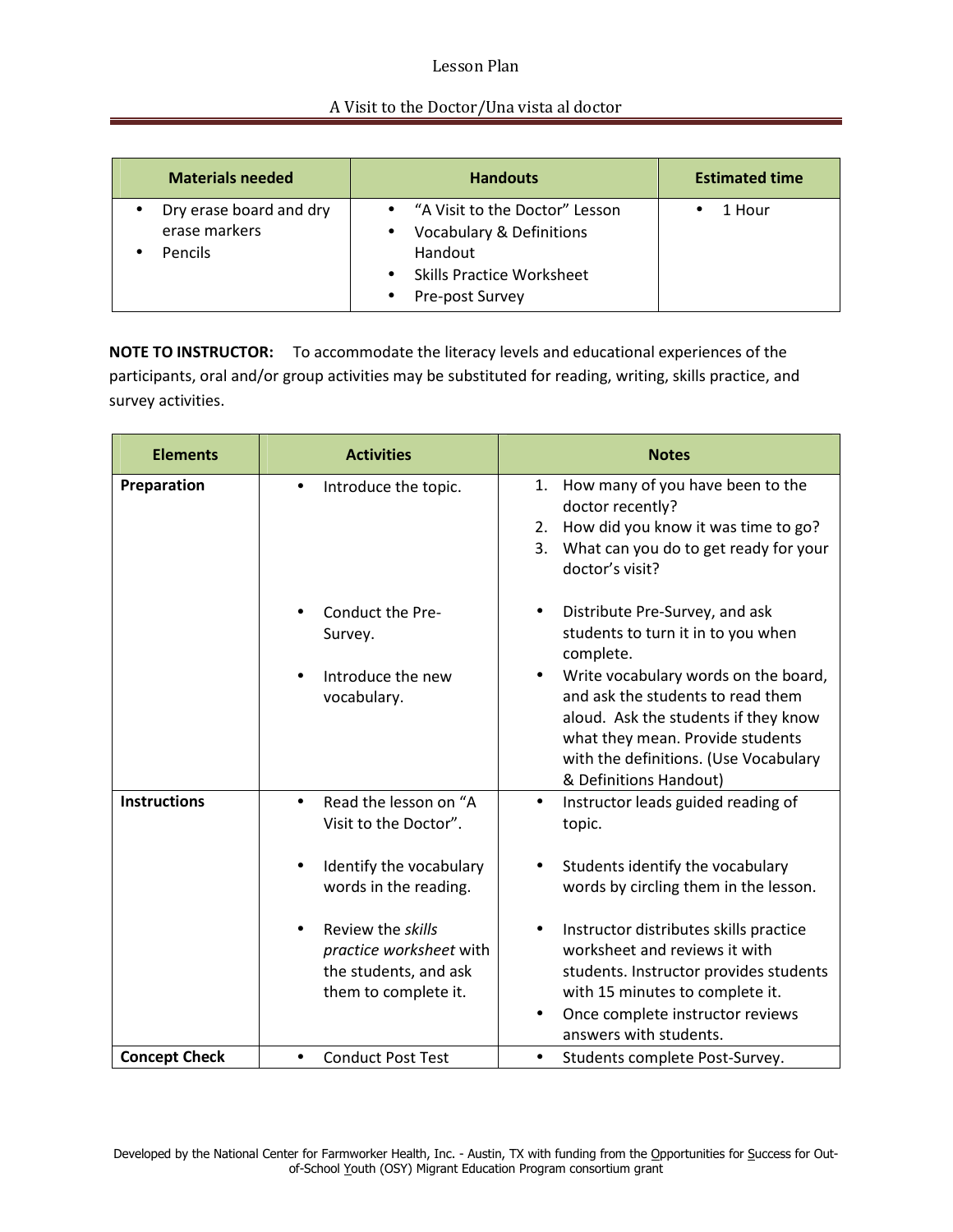# Lesson Plan

## A Visit to the Doctor/Una vista al doctor

| Materials needed | Handouts | Estimated time |
|---|---|---|
| • Dry erase board and dry erase markers<br>• Pencils | • "A Visit to the Doctor" Lesson<br>• Vocabulary & Definitions Handout<br>• Skills Practice Worksheet<br>• Pre-post Survey | • 1 Hour |

**NOTE TO INSTRUCTOR:** To accommodate the literacy levels and educational experiences of the participants, oral and/or group activities may be substituted for reading, writing, skills practice, and survey activities.

| Elements | Activities | Notes |
|---|---|---|
| **Preparation** | • Introduce the topic. | 1. How many of you have been to the doctor recently?<br>2. How did you know it was time to go?<br>3. What can you do to get ready for your doctor's visit? |
| | • Conduct the Pre-Survey. | • Distribute Pre-Survey, and ask students to turn it in to you when complete. |
| | • Introduce the new vocabulary. | • Write vocabulary words on the board, and ask the students to read them aloud. Ask the students if they know what they mean. Provide students with the definitions. (Use Vocabulary & Definitions Handout) |
| **Instructions** | • Read the lesson on "A Visit to the Doctor". | • Instructor leads guided reading of topic. |
| | • Identify the vocabulary words in the reading. | • Students identify the vocabulary words by circling them in the lesson. |
| | • Review the *skills practice worksheet* with the students, and ask them to complete it. | • Instructor distributes skills practice worksheet and reviews it with students. Instructor provides students with 15 minutes to complete it.<br>• Once complete instructor reviews answers with students. |
| **Concept Check** | • Conduct Post Test | • Students complete Post-Survey. |

Developed by the National Center for Farmworker Health, Inc. - Austin, TX with funding from the Opportunities for Success for Out-of-School Youth (OSY) Migrant Education Program consortium grant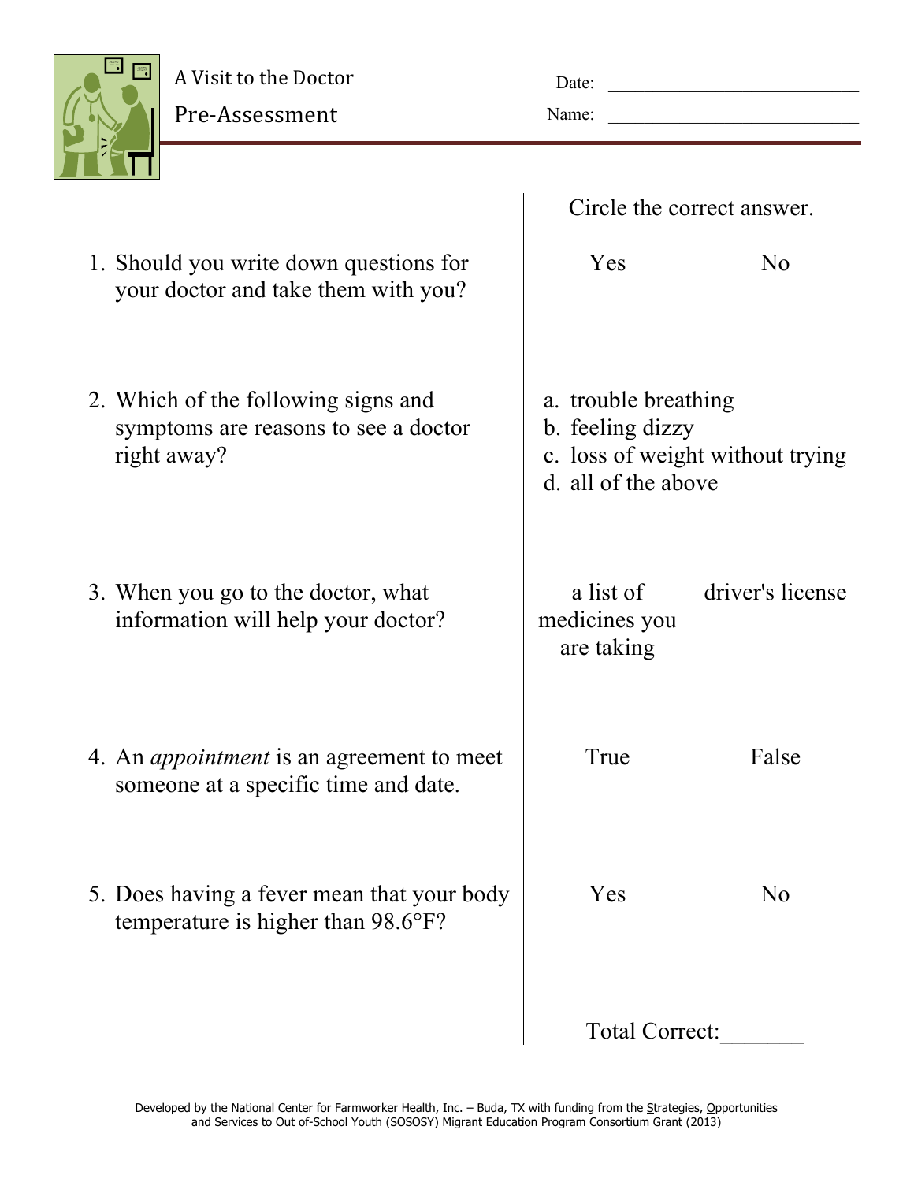# A Visit to the Doctor

## Pre-Assessment

Date: ____________________________

Name: ____________________________

| | Circle the correct answer. | |
|---|---|---|
| 1. Should you write down questions for your doctor and take them with you? | Yes | No |
| 2. Which of the following signs and symptoms are reasons to see a doctor right away? | a. trouble breathing<br>b. feeling dizzy<br>c. loss of weight without trying<br>d. all of the above | |
| 3. When you go to the doctor, what information will help your doctor? | a list of medicines you are taking | driver's license |
| 4. An *appointment* is an agreement to meet someone at a specific time and date. | True | False |
| 5. Does having a fever mean that your body temperature is higher than 98.6°F? | Yes | No |
| | Total Correct:_______ | |

Developed by the National Center for Farmworker Health, Inc. – Buda, TX with funding from the Strategies, Opportunities and Services to Out of-School Youth (SOSOSY) Migrant Education Program Consortium Grant (2013)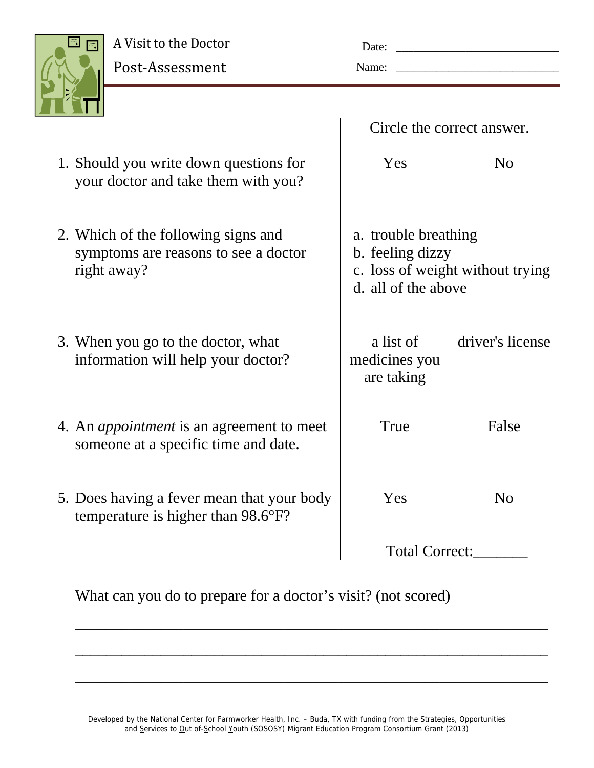A Visit to the Doctor

## Post-Assessment

Date: ___________________________

Name: ___________________________

Circle the correct answer.

| | |
|---|---|
| 1. Should you write down questions for your doctor and take them with you? | Yes &nbsp;&nbsp;&nbsp;&nbsp; No |
| 2. Which of the following signs and symptoms are reasons to see a doctor right away? | a. trouble breathing<br>b. feeling dizzy<br>c. loss of weight without trying<br>d. all of the above |
| 3. When you go to the doctor, what information will help your doctor? | a list of medicines you are taking &nbsp;&nbsp;&nbsp;&nbsp; driver's license |
| 4. An *appointment* is an agreement to meet someone at a specific time and date. | True &nbsp;&nbsp;&nbsp;&nbsp; False |
| 5. Does having a fever mean that your body temperature is higher than 98.6°F? | Yes &nbsp;&nbsp;&nbsp;&nbsp; No |
| | Total Correct:_______ |

What can you do to prepare for a doctor's visit? (not scored)

_______________________________________________________________

_______________________________________________________________

_______________________________________________________________

Developed by the National Center for Farmworker Health, Inc. – Buda, TX with funding from the Strategies, Opportunities and Services to Out of-School Youth (SOSOSY) Migrant Education Program Consortium Grant (2013)